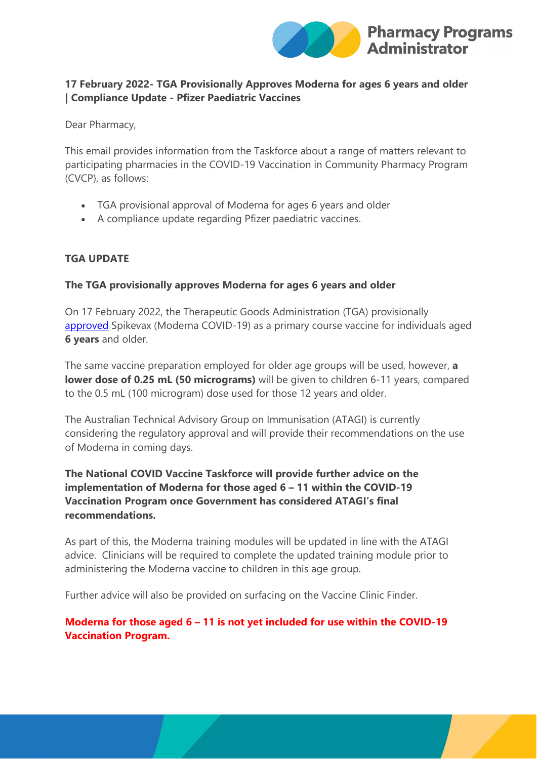Pharmacy Programs Administrator

**17 February 2022- TGA Provisionally Approves Moderna for ages 6 years and older | Compliance Update - Pfizer Paediatric Vaccines**

Dear Pharmacy,

This email provides information from the Taskforce about a range of matters relevant to participating pharmacies in the COVID-19 Vaccination in Community Pharmacy Program (CVCP), as follows:

- TGA provisional approval of Moderna for ages 6 years and older
- A compliance update regarding Pfizer paediatric vaccines.

**TGA UPDATE**

**The TGA provisionally approves Moderna for ages 6 years and older**

On 17 February 2022, the Therapeutic Goods Administration (TGA) provisionally approved Spikevax (Moderna COVID-19) as a primary course vaccine for individuals aged **6 years** and older.

The same vaccine preparation employed for older age groups will be used, however, **a lower dose of 0.25 mL (50 micrograms)** will be given to children 6-11 years, compared to the 0.5 mL (100 microgram) dose used for those 12 years and older.

The Australian Technical Advisory Group on Immunisation (ATAGI) is currently considering the regulatory approval and will provide their recommendations on the use of Moderna in coming days.

**The National COVID Vaccine Taskforce will provide further advice on the implementation of Moderna for those aged 6 – 11 within the COVID-19 Vaccination Program once Government has considered ATAGI's final recommendations.**

As part of this, the Moderna training modules will be updated in line with the ATAGI advice. Clinicians will be required to complete the updated training module prior to administering the Moderna vaccine to children in this age group.

Further advice will also be provided on surfacing on the Vaccine Clinic Finder.

**Moderna for those aged 6 – 11 is not yet included for use within the COVID-19 Vaccination Program.**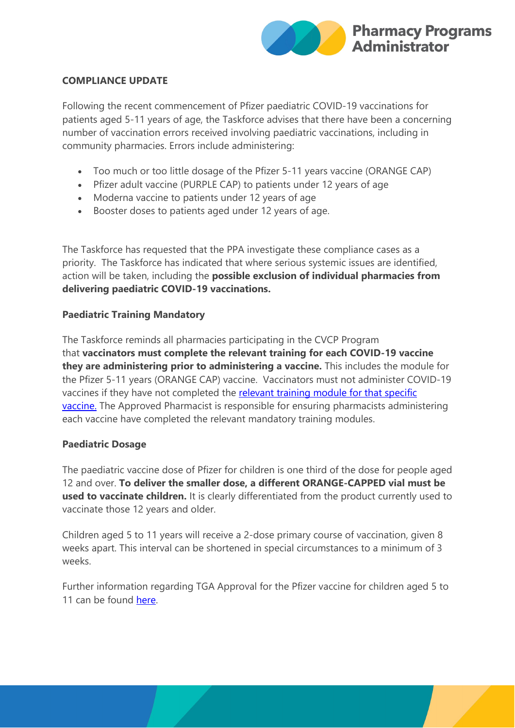**COMPLIANCE UPDATE**

Following the recent commencement of Pfizer paediatric COVID-19 vaccinations for patients aged 5-11 years of age, the Taskforce advises that there have been a concerning number of vaccination errors received involving paediatric vaccinations, including in community pharmacies. Errors include administering:

- Too much or too little dosage of the Pfizer 5-11 years vaccine (ORANGE CAP)
- Pfizer adult vaccine (PURPLE CAP) to patients under 12 years of age
- Moderna vaccine to patients under 12 years of age
- Booster doses to patients aged under 12 years of age.

The Taskforce has requested that the PPA investigate these compliance cases as a priority. The Taskforce has indicated that where serious systemic issues are identified, action will be taken, including the **possible exclusion of individual pharmacies from delivering paediatric COVID-19 vaccinations.**

**Paediatric Training Mandatory**

The Taskforce reminds all pharmacies participating in the CVCP Program that **vaccinators must complete the relevant training for each COVID-19 vaccine they are administering prior to administering a vaccine.** This includes the module for the Pfizer 5-11 years (ORANGE CAP) vaccine. Vaccinators must not administer COVID-19 vaccines if they have not completed the relevant training module for that specific vaccine. The Approved Pharmacist is responsible for ensuring pharmacists administering each vaccine have completed the relevant mandatory training modules.

**Paediatric Dosage**

The paediatric vaccine dose of Pfizer for children is one third of the dose for people aged 12 and over. **To deliver the smaller dose, a different ORANGE-CAPPED vial must be used to vaccinate children.** It is clearly differentiated from the product currently used to vaccinate those 12 years and older.

Children aged 5 to 11 years will receive a 2-dose primary course of vaccination, given 8 weeks apart. This interval can be shortened in special circumstances to a minimum of 3 weeks.

Further information regarding TGA Approval for the Pfizer vaccine for children aged 5 to 11 can be found here.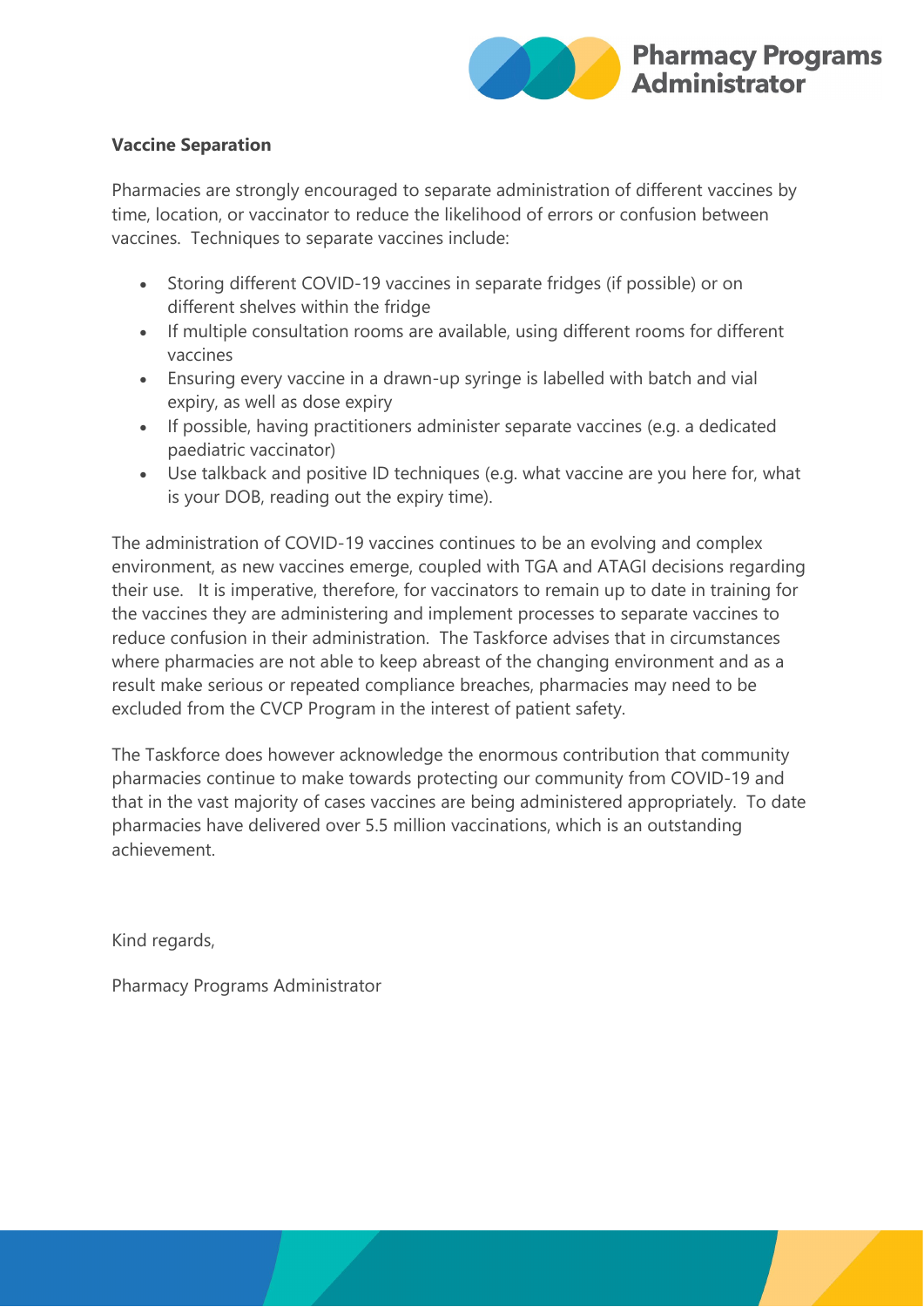**Vaccine Separation**

Pharmacies are strongly encouraged to separate administration of different vaccines by time, location, or vaccinator to reduce the likelihood of errors or confusion between vaccines. Techniques to separate vaccines include:

- Storing different COVID-19 vaccines in separate fridges (if possible) or on different shelves within the fridge
- If multiple consultation rooms are available, using different rooms for different vaccines
- Ensuring every vaccine in a drawn-up syringe is labelled with batch and vial expiry, as well as dose expiry
- If possible, having practitioners administer separate vaccines (e.g. a dedicated paediatric vaccinator)
- Use talkback and positive ID techniques (e.g. what vaccine are you here for, what is your DOB, reading out the expiry time).

The administration of COVID-19 vaccines continues to be an evolving and complex environment, as new vaccines emerge, coupled with TGA and ATAGI decisions regarding their use. It is imperative, therefore, for vaccinators to remain up to date in training for the vaccines they are administering and implement processes to separate vaccines to reduce confusion in their administration. The Taskforce advises that in circumstances where pharmacies are not able to keep abreast of the changing environment and as a result make serious or repeated compliance breaches, pharmacies may need to be excluded from the CVCP Program in the interest of patient safety.

The Taskforce does however acknowledge the enormous contribution that community pharmacies continue to make towards protecting our community from COVID-19 and that in the vast majority of cases vaccines are being administered appropriately. To date pharmacies have delivered over 5.5 million vaccinations, which is an outstanding achievement.

Kind regards,

Pharmacy Programs Administrator